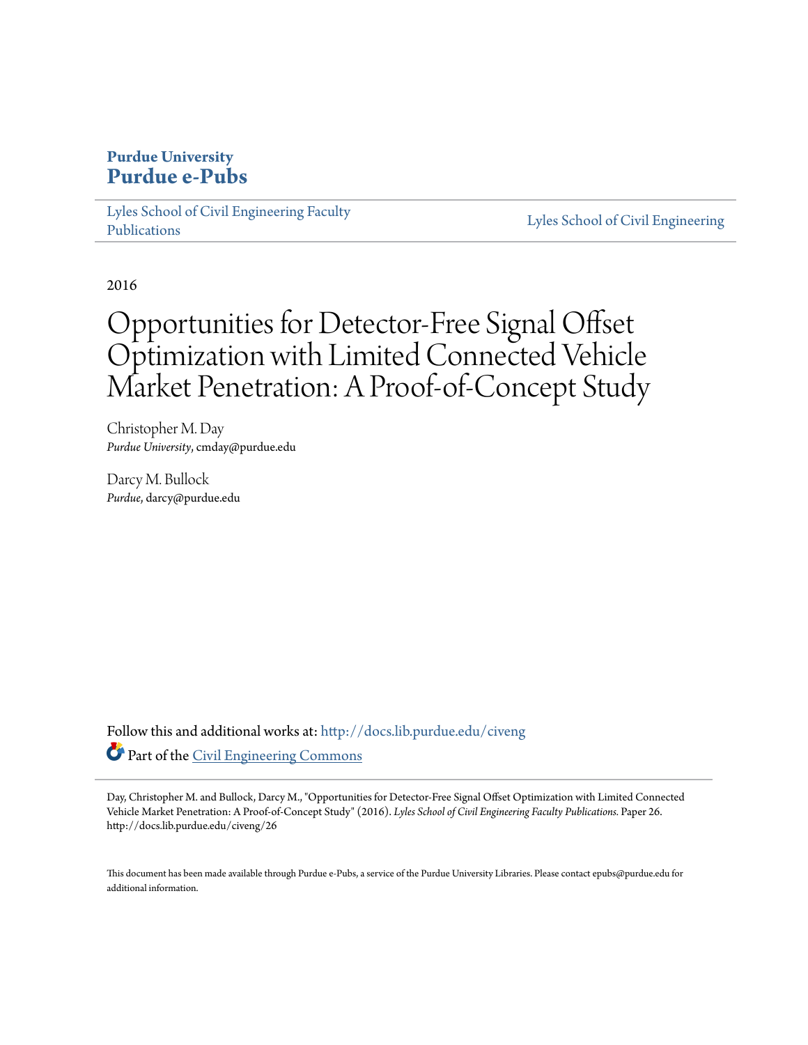**Purdue University**
**Purdue e-Pubs**

Lyles School of Civil Engineering Faculty Publications | Lyles School of Civil Engineering

2016

# Opportunities for Detector-Free Signal Offset Optimization with Limited Connected Vehicle Market Penetration: A Proof-of-Concept Study

Christopher M. Day
*Purdue University*, cmday@purdue.edu

Darcy M. Bullock
*Purdue*, darcy@purdue.edu

Follow this and additional works at: http://docs.lib.purdue.edu/civeng

Part of the Civil Engineering Commons

Day, Christopher M. and Bullock, Darcy M., "Opportunities for Detector-Free Signal Offset Optimization with Limited Connected Vehicle Market Penetration: A Proof-of-Concept Study" (2016). *Lyles School of Civil Engineering Faculty Publications.* Paper 26. http://docs.lib.purdue.edu/civeng/26

This document has been made available through Purdue e-Pubs, a service of the Purdue University Libraries. Please contact epubs@purdue.edu for additional information.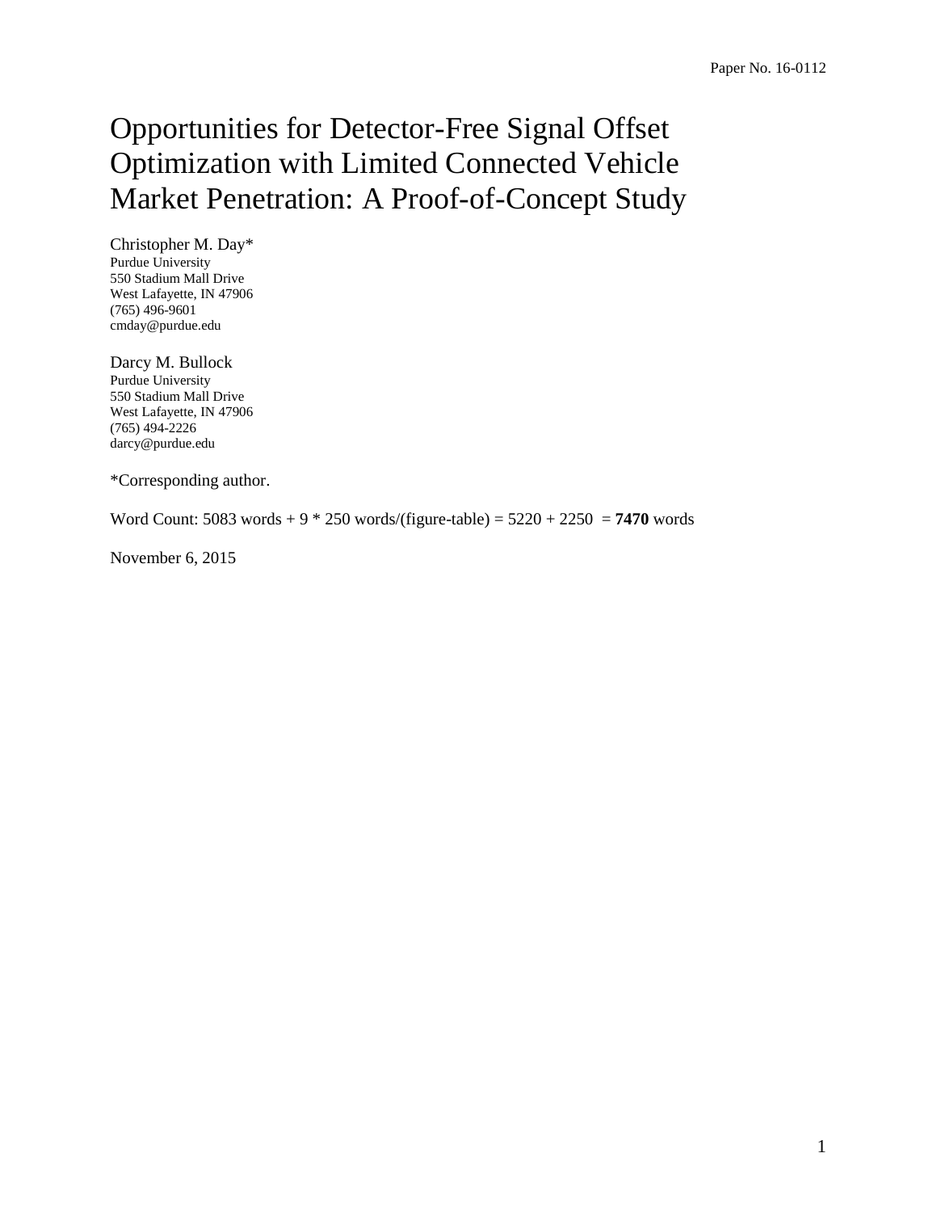Paper No. 16-0112

# Opportunities for Detector-Free Signal Offset Optimization with Limited Connected Vehicle Market Penetration: A Proof-of-Concept Study

Christopher M. Day*
Purdue University
550 Stadium Mall Drive
West Lafayette, IN 47906
(765) 496-9601
cmday@purdue.edu

Darcy M. Bullock
Purdue University
550 Stadium Mall Drive
West Lafayette, IN 47906
(765) 494-2226
darcy@purdue.edu

*Corresponding author.

Word Count: 5083 words + 9 * 250 words/(figure-table) = 5220 + 2250 = **7470** words

November 6, 2015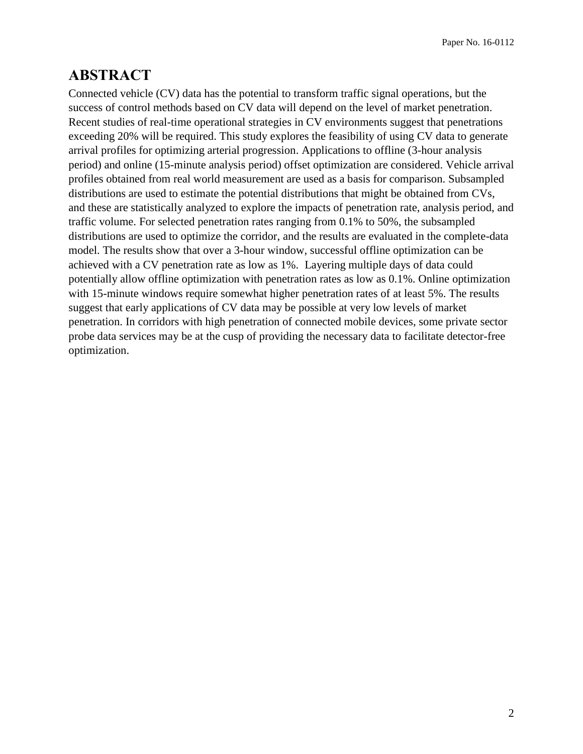# ABSTRACT

Connected vehicle (CV) data has the potential to transform traffic signal operations, but the success of control methods based on CV data will depend on the level of market penetration. Recent studies of real-time operational strategies in CV environments suggest that penetrations exceeding 20% will be required. This study explores the feasibility of using CV data to generate arrival profiles for optimizing arterial progression. Applications to offline (3-hour analysis period) and online (15-minute analysis period) offset optimization are considered. Vehicle arrival profiles obtained from real world measurement are used as a basis for comparison. Subsampled distributions are used to estimate the potential distributions that might be obtained from CVs, and these are statistically analyzed to explore the impacts of penetration rate, analysis period, and traffic volume. For selected penetration rates ranging from 0.1% to 50%, the subsampled distributions are used to optimize the corridor, and the results are evaluated in the complete-data model. The results show that over a 3-hour window, successful offline optimization can be achieved with a CV penetration rate as low as 1%. Layering multiple days of data could potentially allow offline optimization with penetration rates as low as 0.1%. Online optimization with 15-minute windows require somewhat higher penetration rates of at least 5%. The results suggest that early applications of CV data may be possible at very low levels of market penetration. In corridors with high penetration of connected mobile devices, some private sector probe data services may be at the cusp of providing the necessary data to facilitate detector-free optimization.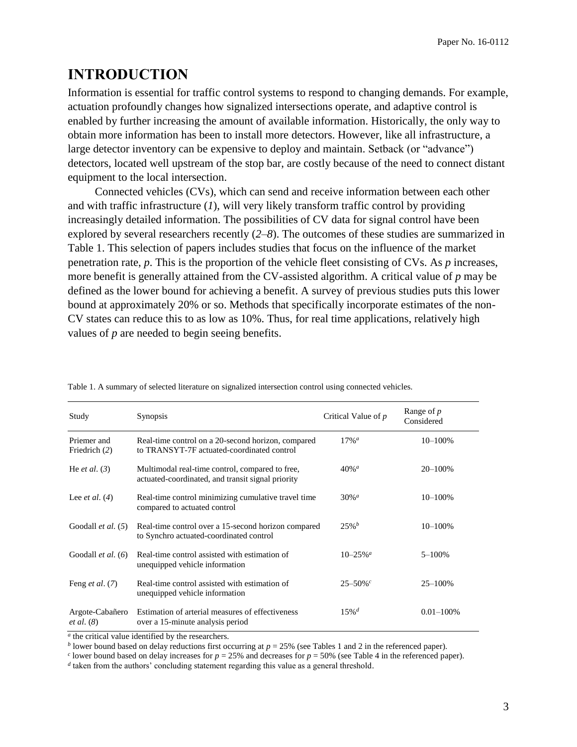# INTRODUCTION

Information is essential for traffic control systems to respond to changing demands. For example, actuation profoundly changes how signalized intersections operate, and adaptive control is enabled by further increasing the amount of available information. Historically, the only way to obtain more information has been to install more detectors. However, like all infrastructure, a large detector inventory can be expensive to deploy and maintain. Setback (or "advance") detectors, located well upstream of the stop bar, are costly because of the need to connect distant equipment to the local intersection.

Connected vehicles (CVs), which can send and receive information between each other and with traffic infrastructure (*1*), will very likely transform traffic control by providing increasingly detailed information. The possibilities of CV data for signal control have been explored by several researchers recently (*2*–*8*). The outcomes of these studies are summarized in Table 1. This selection of papers includes studies that focus on the influence of the market penetration rate, $p$. This is the proportion of the vehicle fleet consisting of CVs. As $p$ increases, more benefit is generally attained from the CV-assisted algorithm. A critical value of $p$ may be defined as the lower bound for achieving a benefit. A survey of previous studies puts this lower bound at approximately 20% or so. Methods that specifically incorporate estimates of the non-CV states can reduce this to as low as 10%. Thus, for real time applications, relatively high values of $p$ are needed to begin seeing benefits.

Table 1. A summary of selected literature on signalized intersection control using connected vehicles.

| Study | Synopsis | Critical Value of $p$ | Range of $p$ Considered |
|---|---|---|---|
| Priemer and Friedrich (*2*) | Real-time control on a 20-second horizon, compared to TRANSYT-7F actuated-coordinated control | 17%[a] | 10–100% |
| He *et al*. (*3*) | Multimodal real-time control, compared to free, actuated-coordinated, and transit signal priority | 40%[a] | 20–100% |
| Lee *et al*. (*4*) | Real-time control minimizing cumulative travel time compared to actuated control | 30%[a] | 10–100% |
| Goodall *et al*. (*5*) | Real-time control over a 15-second horizon compared to Synchro actuated-coordinated control | 25%[b] | 10–100% |
| Goodall *et al*. (*6*) | Real-time control assisted with estimation of unequipped vehicle information | 10–25%[a] | 5–100% |
| Feng *et al*. (*7*) | Real-time control assisted with estimation of unequipped vehicle information | 25–50%[c] | 25–100% |
| Argote-Cabañero *et al*. (*8*) | Estimation of arterial measures of effectiveness over a 15-minute analysis period | 15%[d] | 0.01–100% |

[a] the critical value identified by the researchers.
[b] lower bound based on delay reductions first occurring at $p = 25\%$ (see Tables 1 and 2 in the referenced paper).
[c] lower bound based on delay increases for $p = 25\%$ and decreases for $p = 50\%$ (see Table 4 in the referenced paper).
[d] taken from the authors' concluding statement regarding this value as a general threshold.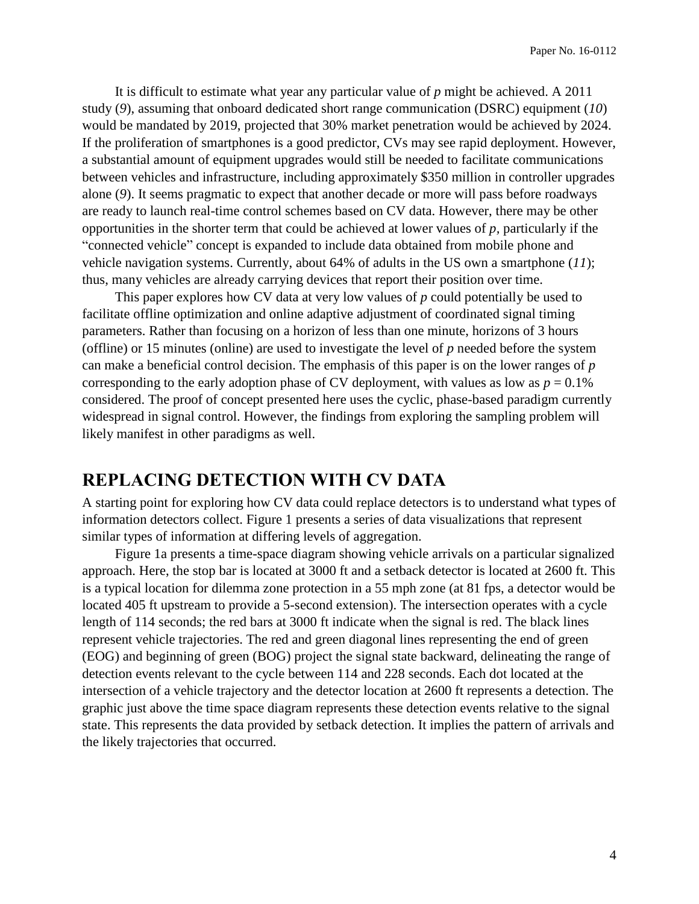It is difficult to estimate what year any particular value of $p$ might be achieved. A 2011 study (*9*), assuming that onboard dedicated short range communication (DSRC) equipment (*10*) would be mandated by 2019, projected that 30% market penetration would be achieved by 2024. If the proliferation of smartphones is a good predictor, CVs may see rapid deployment. However, a substantial amount of equipment upgrades would still be needed to facilitate communications between vehicles and infrastructure, including approximately $350 million in controller upgrades alone (*9*). It seems pragmatic to expect that another decade or more will pass before roadways are ready to launch real-time control schemes based on CV data. However, there may be other opportunities in the shorter term that could be achieved at lower values of $p$, particularly if the "connected vehicle" concept is expanded to include data obtained from mobile phone and vehicle navigation systems. Currently, about 64% of adults in the US own a smartphone (*11*); thus, many vehicles are already carrying devices that report their position over time.

This paper explores how CV data at very low values of $p$ could potentially be used to facilitate offline optimization and online adaptive adjustment of coordinated signal timing parameters. Rather than focusing on a horizon of less than one minute, horizons of 3 hours (offline) or 15 minutes (online) are used to investigate the level of $p$ needed before the system can make a beneficial control decision. The emphasis of this paper is on the lower ranges of $p$ corresponding to the early adoption phase of CV deployment, with values as low as $p = 0.1\%$ considered. The proof of concept presented here uses the cyclic, phase-based paradigm currently widespread in signal control. However, the findings from exploring the sampling problem will likely manifest in other paradigms as well.

## REPLACING DETECTION WITH CV DATA

A starting point for exploring how CV data could replace detectors is to understand what types of information detectors collect. Figure 1 presents a series of data visualizations that represent similar types of information at differing levels of aggregation.

Figure 1a presents a time-space diagram showing vehicle arrivals on a particular signalized approach. Here, the stop bar is located at 3000 ft and a setback detector is located at 2600 ft. This is a typical location for dilemma zone protection in a 55 mph zone (at 81 fps, a detector would be located 405 ft upstream to provide a 5-second extension). The intersection operates with a cycle length of 114 seconds; the red bars at 3000 ft indicate when the signal is red. The black lines represent vehicle trajectories. The red and green diagonal lines representing the end of green (EOG) and beginning of green (BOG) project the signal state backward, delineating the range of detection events relevant to the cycle between 114 and 228 seconds. Each dot located at the intersection of a vehicle trajectory and the detector location at 2600 ft represents a detection. The graphic just above the time space diagram represents these detection events relative to the signal state. This represents the data provided by setback detection. It implies the pattern of arrivals and the likely trajectories that occurred.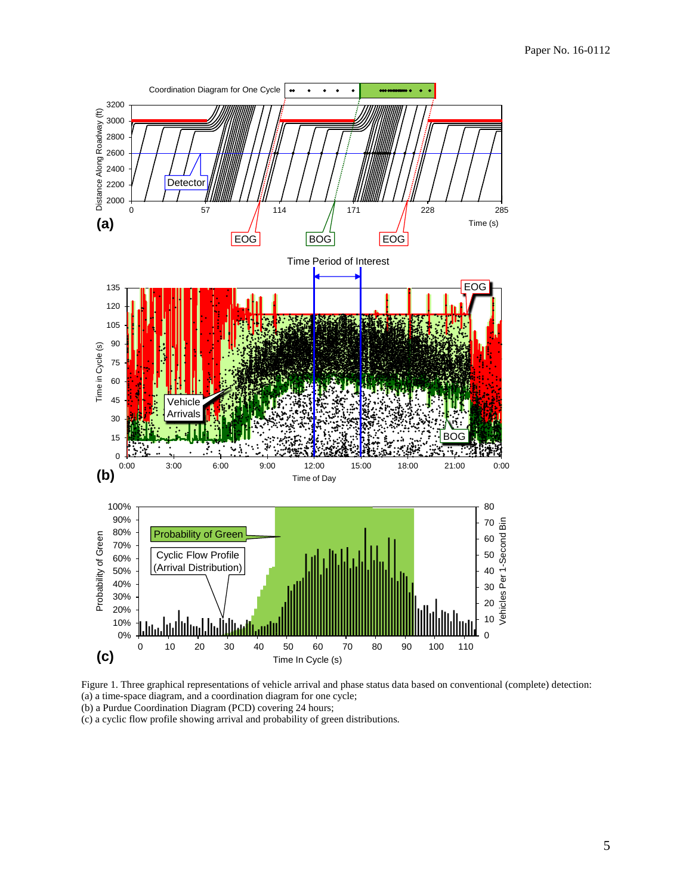Figure 1. Three graphical representations of vehicle arrival and phase status data based on conventional (complete) detection:
(a) a time-space diagram, and a coordination diagram for one cycle;
(b) a Purdue Coordination Diagram (PCD) covering 24 hours;
(c) a cyclic flow profile showing arrival and probability of green distributions.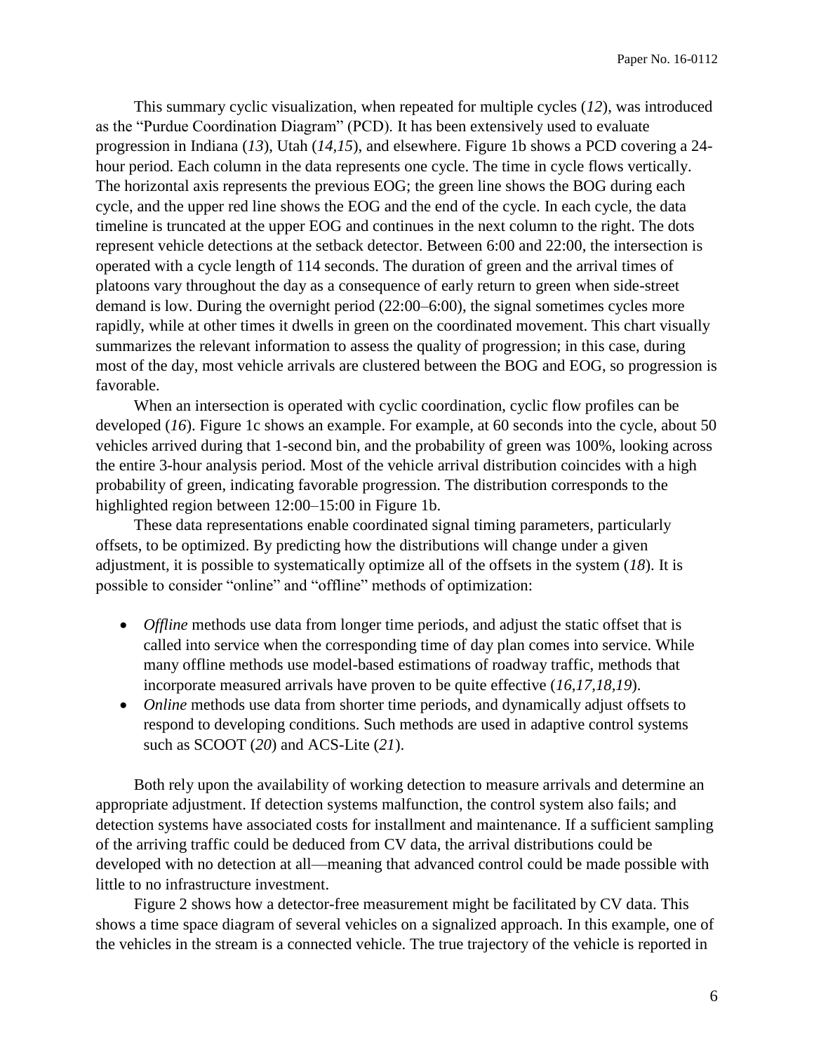This summary cyclic visualization, when repeated for multiple cycles (*12*), was introduced as the "Purdue Coordination Diagram" (PCD). It has been extensively used to evaluate progression in Indiana (*13*), Utah (*14,15*), and elsewhere. Figure 1b shows a PCD covering a 24-hour period. Each column in the data represents one cycle. The time in cycle flows vertically. The horizontal axis represents the previous EOG; the green line shows the BOG during each cycle, and the upper red line shows the EOG and the end of the cycle. In each cycle, the data timeline is truncated at the upper EOG and continues in the next column to the right. The dots represent vehicle detections at the setback detector. Between 6:00 and 22:00, the intersection is operated with a cycle length of 114 seconds. The duration of green and the arrival times of platoons vary throughout the day as a consequence of early return to green when side-street demand is low. During the overnight period (22:00–6:00), the signal sometimes cycles more rapidly, while at other times it dwells in green on the coordinated movement. This chart visually summarizes the relevant information to assess the quality of progression; in this case, during most of the day, most vehicle arrivals are clustered between the BOG and EOG, so progression is favorable.

When an intersection is operated with cyclic coordination, cyclic flow profiles can be developed (*16*). Figure 1c shows an example. For example, at 60 seconds into the cycle, about 50 vehicles arrived during that 1-second bin, and the probability of green was 100%, looking across the entire 3-hour analysis period. Most of the vehicle arrival distribution coincides with a high probability of green, indicating favorable progression. The distribution corresponds to the highlighted region between 12:00–15:00 in Figure 1b.

These data representations enable coordinated signal timing parameters, particularly offsets, to be optimized. By predicting how the distributions will change under a given adjustment, it is possible to systematically optimize all of the offsets in the system (*18*). It is possible to consider "online" and "offline" methods of optimization:

- *Offline* methods use data from longer time periods, and adjust the static offset that is called into service when the corresponding time of day plan comes into service. While many offline methods use model-based estimations of roadway traffic, methods that incorporate measured arrivals have proven to be quite effective (*16,17,18,19*).
- *Online* methods use data from shorter time periods, and dynamically adjust offsets to respond to developing conditions. Such methods are used in adaptive control systems such as SCOOT (*20*) and ACS-Lite (*21*).

Both rely upon the availability of working detection to measure arrivals and determine an appropriate adjustment. If detection systems malfunction, the control system also fails; and detection systems have associated costs for installment and maintenance. If a sufficient sampling of the arriving traffic could be deduced from CV data, the arrival distributions could be developed with no detection at all—meaning that advanced control could be made possible with little to no infrastructure investment.

Figure 2 shows how a detector-free measurement might be facilitated by CV data. This shows a time space diagram of several vehicles on a signalized approach. In this example, one of the vehicles in the stream is a connected vehicle. The true trajectory of the vehicle is reported in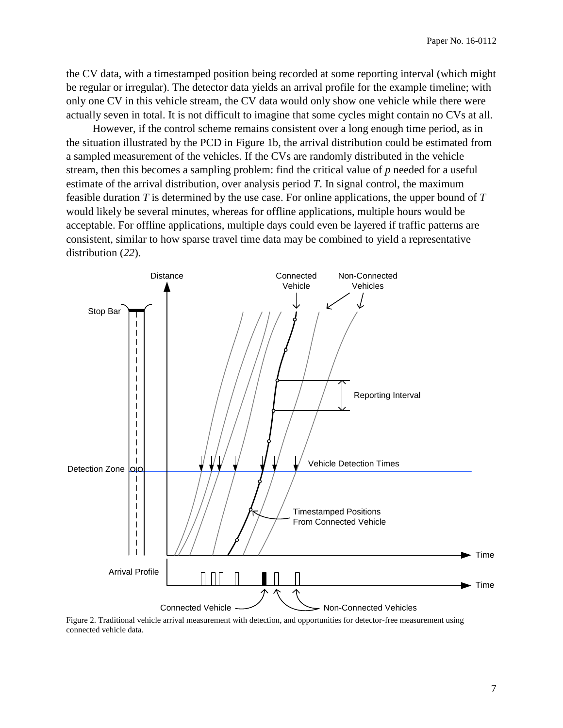the CV data, with a timestamped position being recorded at some reporting interval (which might be regular or irregular). The detector data yields an arrival profile for the example timeline; with only one CV in this vehicle stream, the CV data would only show one vehicle while there were actually seven in total. It is not difficult to imagine that some cycles might contain no CVs at all.

However, if the control scheme remains consistent over a long enough time period, as in the situation illustrated by the PCD in Figure 1b, the arrival distribution could be estimated from a sampled measurement of the vehicles. If the CVs are randomly distributed in the vehicle stream, then this becomes a sampling problem: find the critical value of $p$ needed for a useful estimate of the arrival distribution, over analysis period $T$. In signal control, the maximum feasible duration $T$ is determined by the use case. For online applications, the upper bound of $T$ would likely be several minutes, whereas for offline applications, multiple hours would be acceptable. For offline applications, multiple days could even be layered if traffic patterns are consistent, similar to how sparse travel time data may be combined to yield a representative distribution (*22*).

Figure 2. Traditional vehicle arrival measurement with detection, and opportunities for detector-free measurement using connected vehicle data.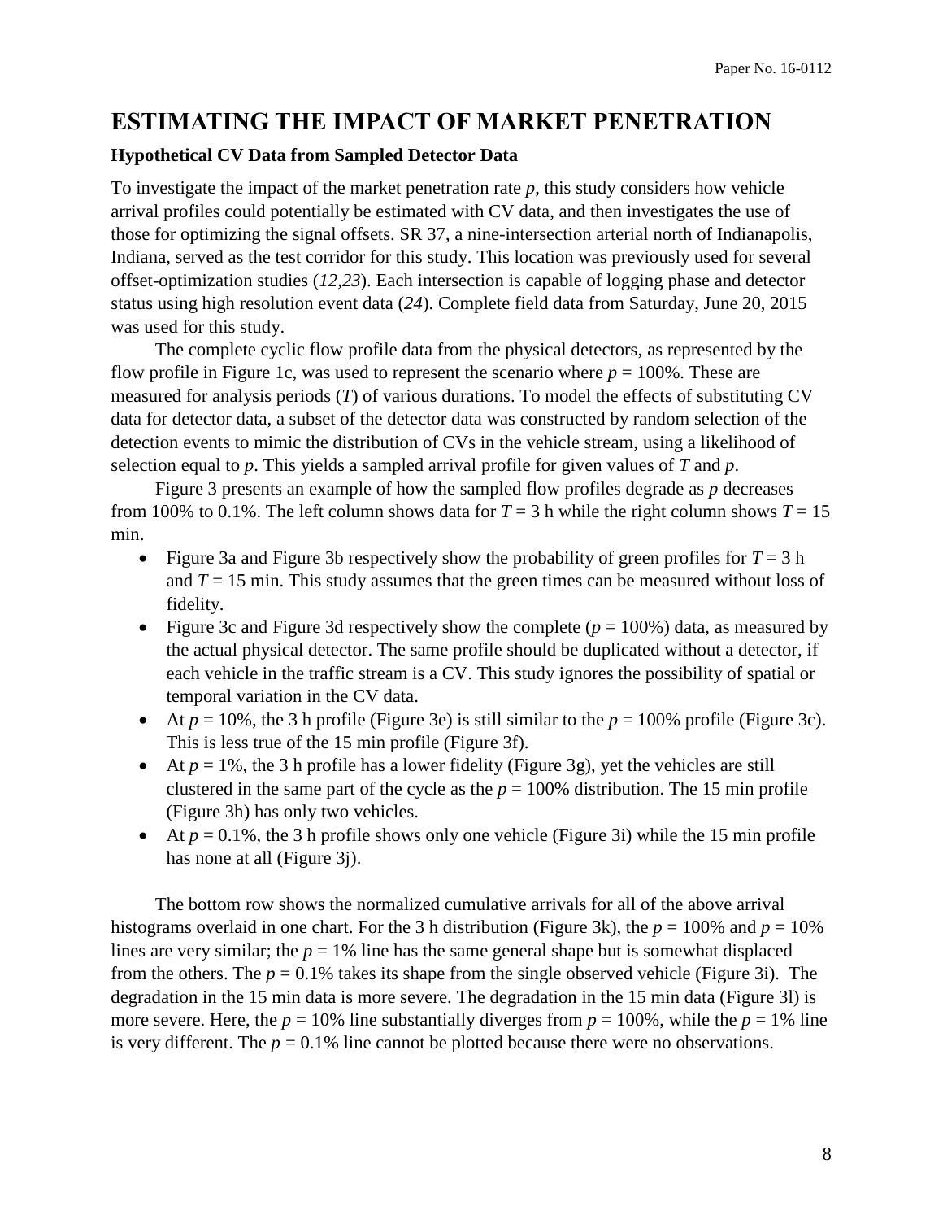# ESTIMATING THE IMPACT OF MARKET PENETRATION

### Hypothetical CV Data from Sampled Detector Data

To investigate the impact of the market penetration rate $p$, this study considers how vehicle arrival profiles could potentially be estimated with CV data, and then investigates the use of those for optimizing the signal offsets. SR 37, a nine-intersection arterial north of Indianapolis, Indiana, served as the test corridor for this study. This location was previously used for several offset-optimization studies (*12*,*23*). Each intersection is capable of logging phase and detector status using high resolution event data (*24*). Complete field data from Saturday, June 20, 2015 was used for this study.

The complete cyclic flow profile data from the physical detectors, as represented by the flow profile in Figure 1c, was used to represent the scenario where $p$ = 100%. These are measured for analysis periods ($T$) of various durations. To model the effects of substituting CV data for detector data, a subset of the detector data was constructed by random selection of the detection events to mimic the distribution of CVs in the vehicle stream, using a likelihood of selection equal to $p$. This yields a sampled arrival profile for given values of $T$ and $p$.

Figure 3 presents an example of how the sampled flow profiles degrade as $p$ decreases from 100% to 0.1%. The left column shows data for $T$ = 3 h while the right column shows $T$ = 15 min.

- Figure 3a and Figure 3b respectively show the probability of green profiles for $T$ = 3 h and $T$ = 15 min. This study assumes that the green times can be measured without loss of fidelity.
- Figure 3c and Figure 3d respectively show the complete ($p$ = 100%) data, as measured by the actual physical detector. The same profile should be duplicated without a detector, if each vehicle in the traffic stream is a CV. This study ignores the possibility of spatial or temporal variation in the CV data.
- At $p$ = 10%, the 3 h profile (Figure 3e) is still similar to the $p$ = 100% profile (Figure 3c). This is less true of the 15 min profile (Figure 3f).
- At $p$ = 1%, the 3 h profile has a lower fidelity (Figure 3g), yet the vehicles are still clustered in the same part of the cycle as the $p$ = 100% distribution. The 15 min profile (Figure 3h) has only two vehicles.
- At $p$ = 0.1%, the 3 h profile shows only one vehicle (Figure 3i) while the 15 min profile has none at all (Figure 3j).

The bottom row shows the normalized cumulative arrivals for all of the above arrival histograms overlaid in one chart. For the 3 h distribution (Figure 3k), the $p$ = 100% and $p$ = 10% lines are very similar; the $p$ = 1% line has the same general shape but is somewhat displaced from the others. The $p$ = 0.1% takes its shape from the single observed vehicle (Figure 3i). The degradation in the 15 min data is more severe. The degradation in the 15 min data (Figure 3l) is more severe. Here, the $p$ = 10% line substantially diverges from $p$ = 100%, while the $p$ = 1% line is very different. The $p$ = 0.1% line cannot be plotted because there were no observations.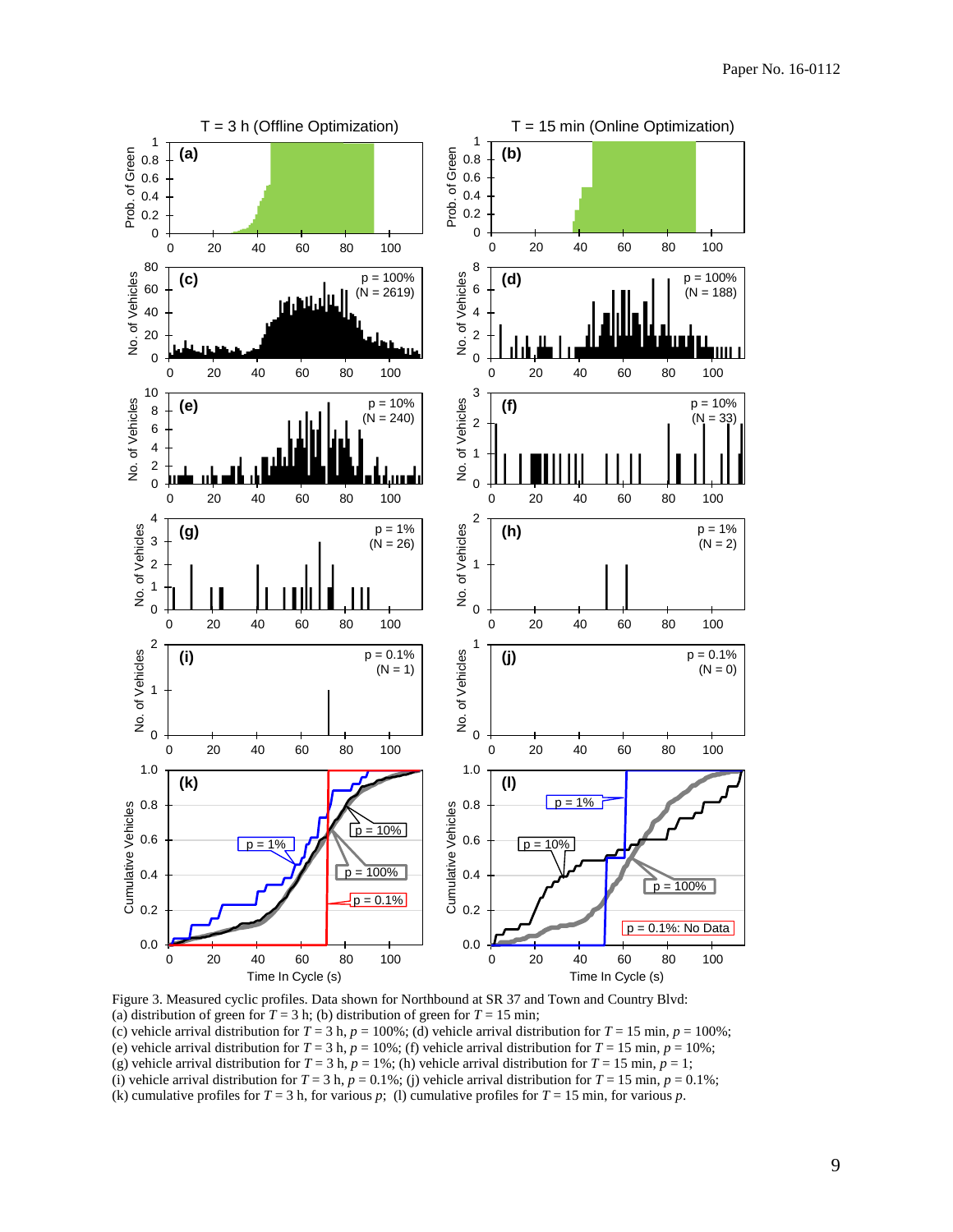Figure 3. Measured cyclic profiles. Data shown for Northbound at SR 37 and Town and Country Blvd:
(a) distribution of green for $T = 3$ h; (b) distribution of green for $T = 15$ min;
(c) vehicle arrival distribution for $T = 3$ h, $p = 100\%$; (d) vehicle arrival distribution for $T = 15$ min, $p = 100\%$;
(e) vehicle arrival distribution for $T = 3$ h, $p = 10\%$; (f) vehicle arrival distribution for $T = 15$ min, $p = 10\%$;
(g) vehicle arrival distribution for $T = 3$ h, $p = 1\%$; (h) vehicle arrival distribution for $T = 15$ min, $p = 1$;
(i) vehicle arrival distribution for $T = 3$ h, $p = 0.1\%$; (j) vehicle arrival distribution for $T = 15$ min, $p = 0.1\%$;
(k) cumulative profiles for $T = 3$ h, for various $p$; (l) cumulative profiles for $T = 15$ min, for various $p$.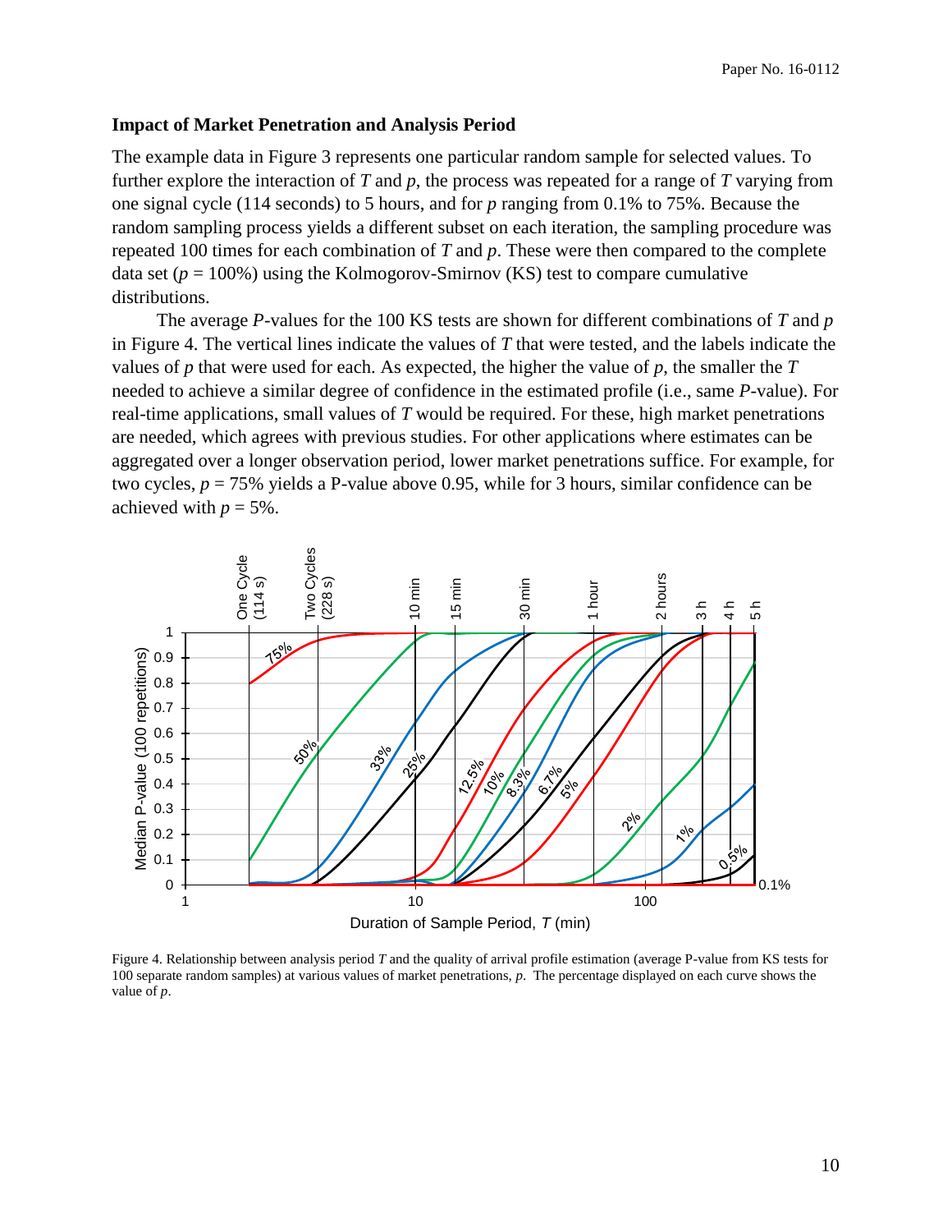### Impact of Market Penetration and Analysis Period

The example data in Figure 3 represents one particular random sample for selected values. To further explore the interaction of $T$ and $p$, the process was repeated for a range of $T$ varying from one signal cycle (114 seconds) to 5 hours, and for $p$ ranging from 0.1% to 75%. Because the random sampling process yields a different subset on each iteration, the sampling procedure was repeated 100 times for each combination of $T$ and $p$. These were then compared to the complete data set ($p$ = 100%) using the Kolmogorov-Smirnov (KS) test to compare cumulative distributions.

The average $P$-values for the 100 KS tests are shown for different combinations of $T$ and $p$ in Figure 4. The vertical lines indicate the values of $T$ that were tested, and the labels indicate the values of $p$ that were used for each. As expected, the higher the value of $p$, the smaller the $T$ needed to achieve a similar degree of confidence in the estimated profile (i.e., same $P$-value). For real-time applications, small values of $T$ would be required. For these, high market penetrations are needed, which agrees with previous studies. For other applications where estimates can be aggregated over a longer observation period, lower market penetrations suffice. For example, for two cycles, $p$ = 75% yields a P-value above 0.95, while for 3 hours, similar confidence can be achieved with $p$ = 5%.

Figure 4. Relationship between analysis period $T$ and the quality of arrival profile estimation (average P-value from KS tests for 100 separate random samples) at various values of market penetrations, $p$. The percentage displayed on each curve shows the value of $p$.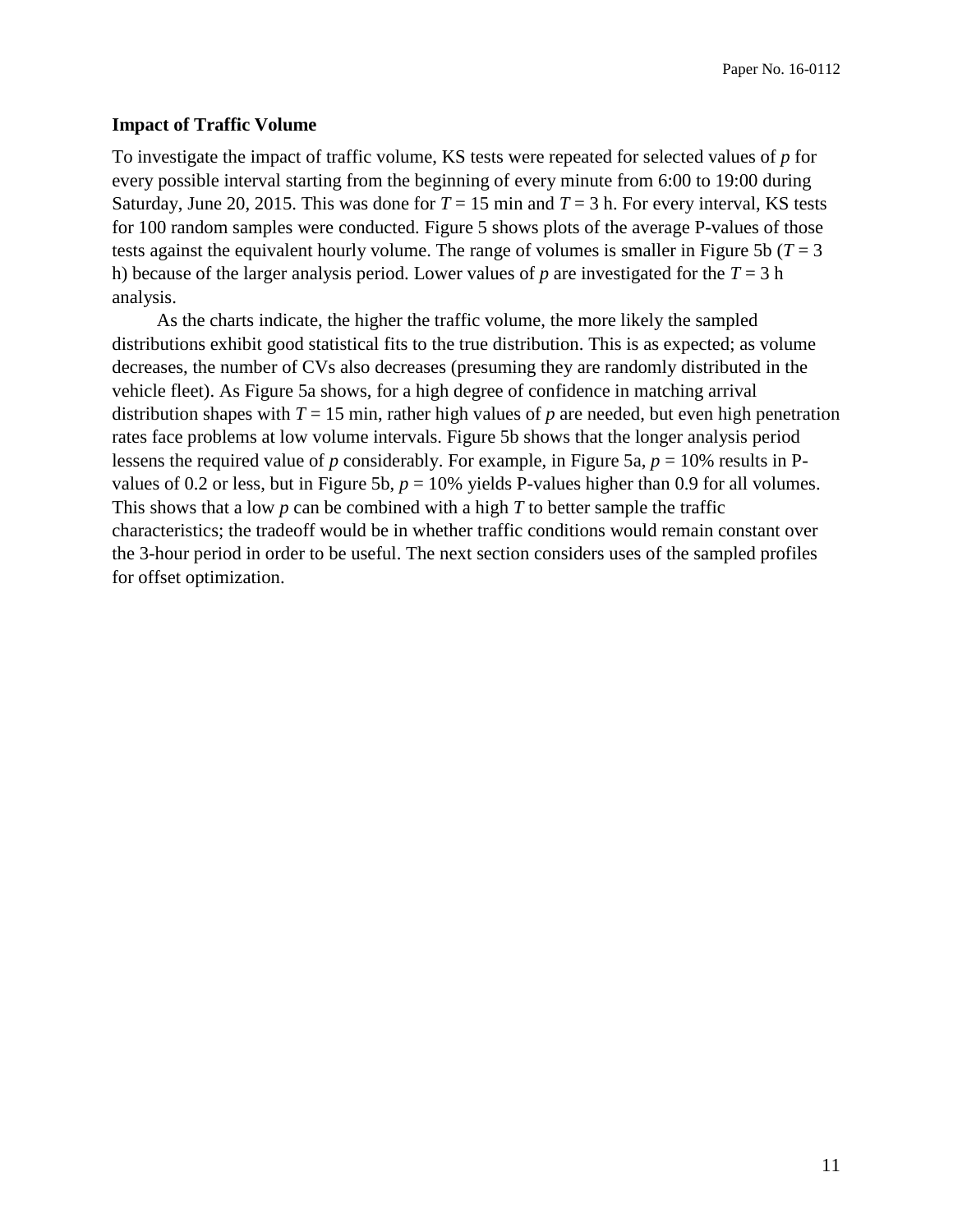### Impact of Traffic Volume

To investigate the impact of traffic volume, KS tests were repeated for selected values of $p$ for every possible interval starting from the beginning of every minute from 6:00 to 19:00 during Saturday, June 20, 2015. This was done for $T = 15$ min and $T = 3$ h. For every interval, KS tests for 100 random samples were conducted. Figure 5 shows plots of the average P-values of those tests against the equivalent hourly volume. The range of volumes is smaller in Figure 5b ($T = 3$ h) because of the larger analysis period. Lower values of $p$ are investigated for the $T = 3$ h analysis.

As the charts indicate, the higher the traffic volume, the more likely the sampled distributions exhibit good statistical fits to the true distribution. This is as expected; as volume decreases, the number of CVs also decreases (presuming they are randomly distributed in the vehicle fleet). As Figure 5a shows, for a high degree of confidence in matching arrival distribution shapes with $T = 15$ min, rather high values of $p$ are needed, but even high penetration rates face problems at low volume intervals. Figure 5b shows that the longer analysis period lessens the required value of $p$ considerably. For example, in Figure 5a, $p = 10\%$ results in P-values of 0.2 or less, but in Figure 5b, $p = 10\%$ yields P-values higher than 0.9 for all volumes. This shows that a low $p$ can be combined with a high $T$ to better sample the traffic characteristics; the tradeoff would be in whether traffic conditions would remain constant over the 3-hour period in order to be useful. The next section considers uses of the sampled profiles for offset optimization.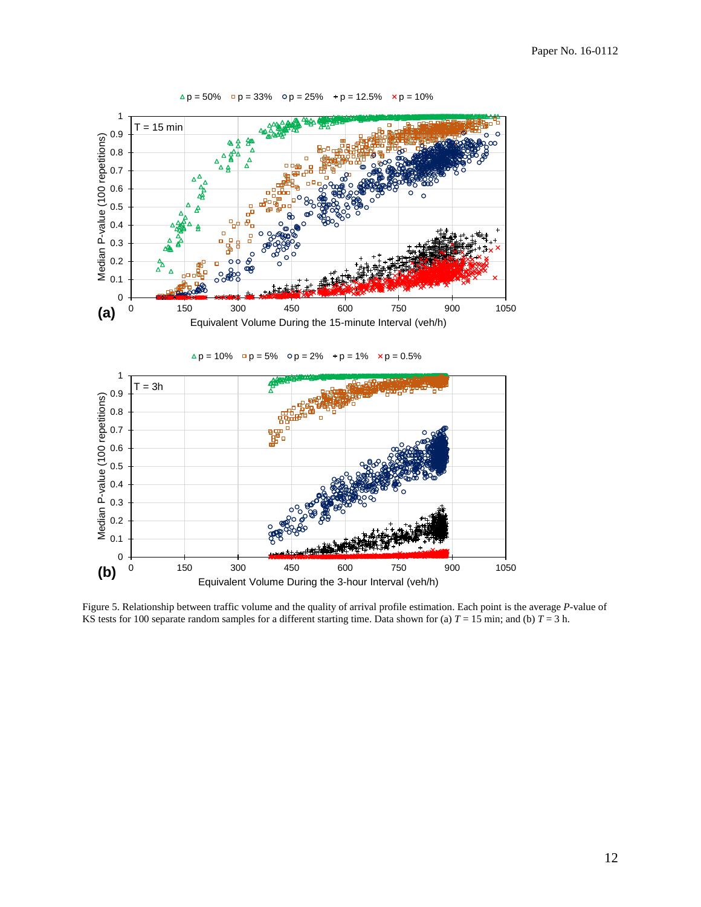Figure 5. Relationship between traffic volume and the quality of arrival profile estimation. Each point is the average *P*-value of KS tests for 100 separate random samples for a different starting time. Data shown for (a) $T = 15$ min; and (b) $T = 3$ h.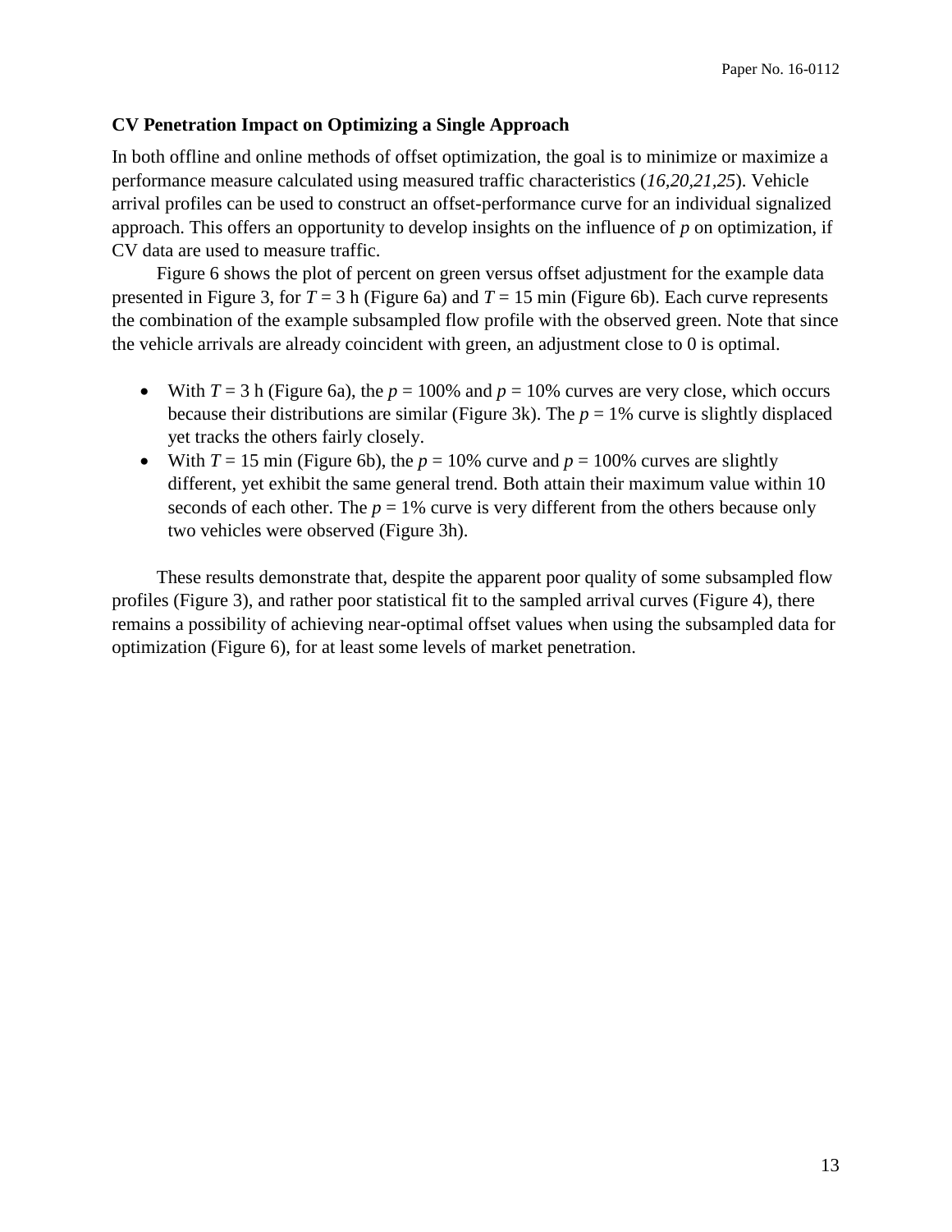### CV Penetration Impact on Optimizing a Single Approach

In both offline and online methods of offset optimization, the goal is to minimize or maximize a performance measure calculated using measured traffic characteristics (*16*,*20*,*21*,*25*). Vehicle arrival profiles can be used to construct an offset-performance curve for an individual signalized approach. This offers an opportunity to develop insights on the influence of $p$ on optimization, if CV data are used to measure traffic.

Figure 6 shows the plot of percent on green versus offset adjustment for the example data presented in Figure 3, for $T = 3$ h (Figure 6a) and $T = 15$ min (Figure 6b). Each curve represents the combination of the example subsampled flow profile with the observed green. Note that since the vehicle arrivals are already coincident with green, an adjustment close to 0 is optimal.

- With $T = 3$ h (Figure 6a), the $p = 100\%$ and $p = 10\%$ curves are very close, which occurs because their distributions are similar (Figure 3k). The $p = 1\%$ curve is slightly displaced yet tracks the others fairly closely.
- With $T = 15$ min (Figure 6b), the $p = 10\%$ curve and $p = 100\%$ curves are slightly different, yet exhibit the same general trend. Both attain their maximum value within 10 seconds of each other. The $p = 1\%$ curve is very different from the others because only two vehicles were observed (Figure 3h).

These results demonstrate that, despite the apparent poor quality of some subsampled flow profiles (Figure 3), and rather poor statistical fit to the sampled arrival curves (Figure 4), there remains a possibility of achieving near-optimal offset values when using the subsampled data for optimization (Figure 6), for at least some levels of market penetration.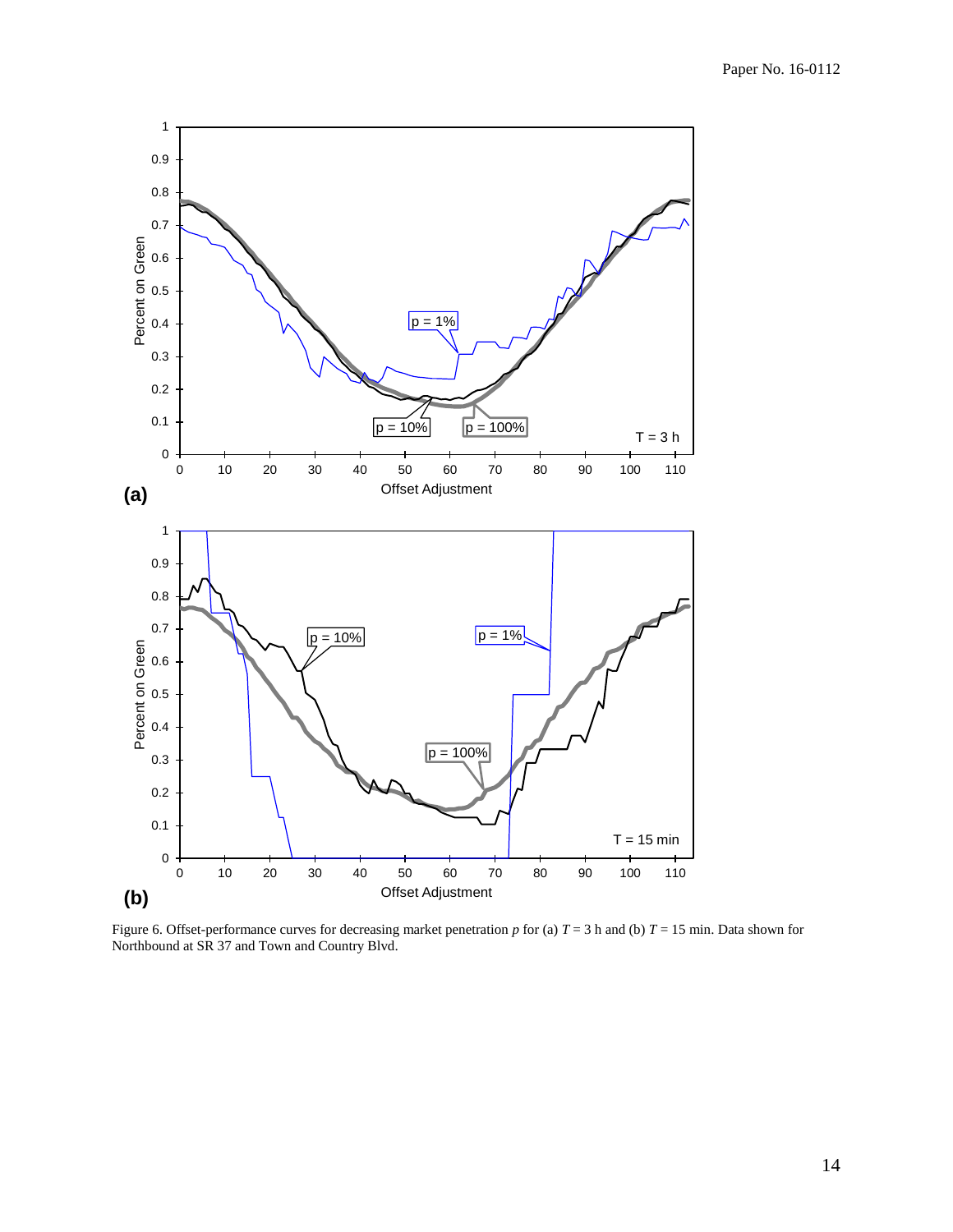Figure 6. Offset-performance curves for decreasing market penetration $p$ for (a) $T = 3$ h and (b) $T = 15$ min. Data shown for Northbound at SR 37 and Town and Country Blvd.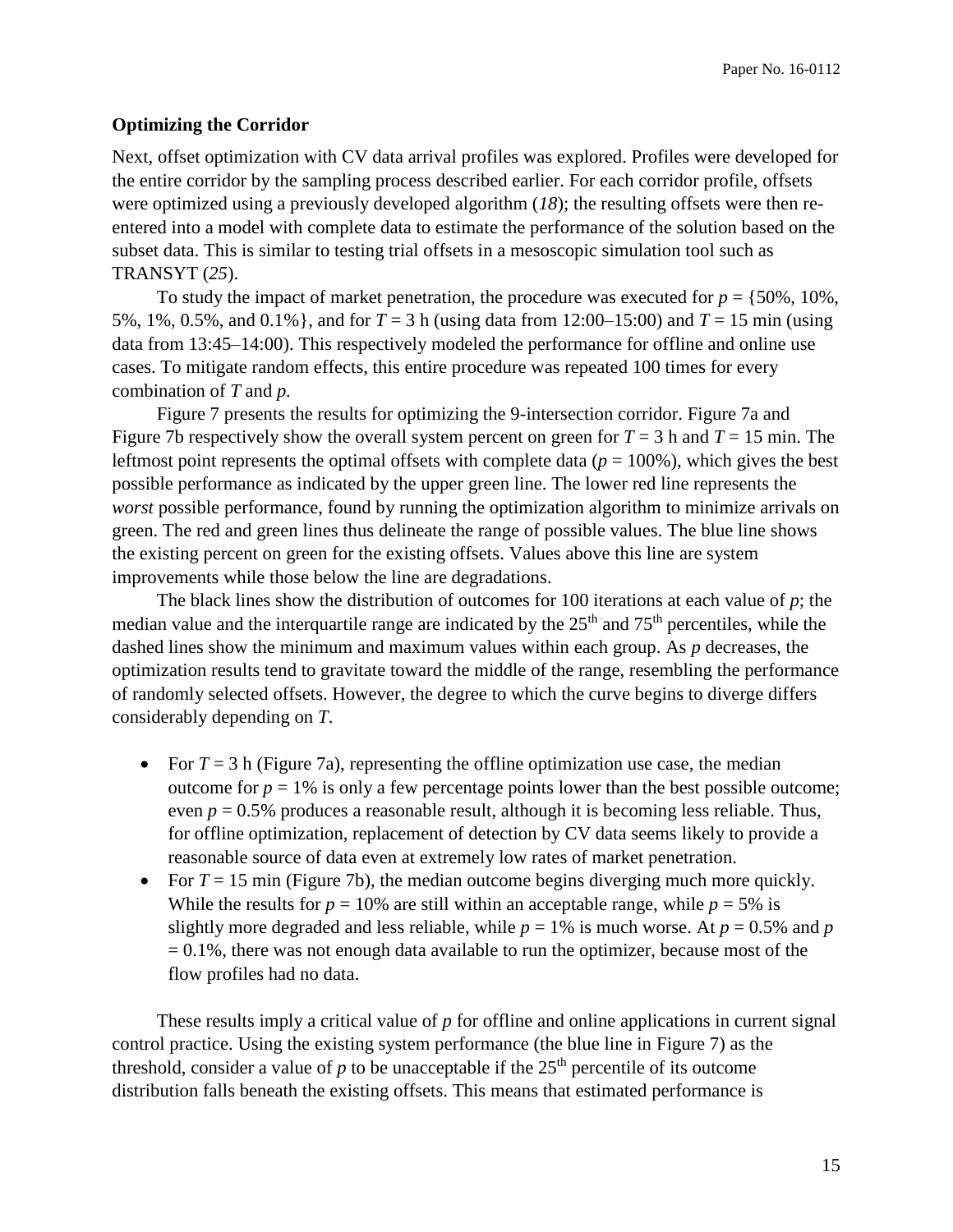### Optimizing the Corridor

Next, offset optimization with CV data arrival profiles was explored. Profiles were developed for the entire corridor by the sampling process described earlier. For each corridor profile, offsets were optimized using a previously developed algorithm (*18*); the resulting offsets were then re-entered into a model with complete data to estimate the performance of the solution based on the subset data. This is similar to testing trial offsets in a mesoscopic simulation tool such as TRANSYT (*25*).

To study the impact of market penetration, the procedure was executed for $p$ = {50%, 10%, 5%, 1%, 0.5%, and 0.1%}, and for $T$ = 3 h (using data from 12:00–15:00) and $T$ = 15 min (using data from 13:45–14:00). This respectively modeled the performance for offline and online use cases. To mitigate random effects, this entire procedure was repeated 100 times for every combination of $T$ and $p$.

Figure 7 presents the results for optimizing the 9-intersection corridor. Figure 7a and Figure 7b respectively show the overall system percent on green for $T$ = 3 h and $T$ = 15 min. The leftmost point represents the optimal offsets with complete data ($p$ = 100%), which gives the best possible performance as indicated by the upper green line. The lower red line represents the *worst* possible performance, found by running the optimization algorithm to minimize arrivals on green. The red and green lines thus delineate the range of possible values. The blue line shows the existing percent on green for the existing offsets. Values above this line are system improvements while those below the line are degradations.

The black lines show the distribution of outcomes for 100 iterations at each value of $p$; the median value and the interquartile range are indicated by the 25th and 75th percentiles, while the dashed lines show the minimum and maximum values within each group. As $p$ decreases, the optimization results tend to gravitate toward the middle of the range, resembling the performance of randomly selected offsets. However, the degree to which the curve begins to diverge differs considerably depending on $T$.

- For $T$ = 3 h (Figure 7a), representing the offline optimization use case, the median outcome for $p$ = 1% is only a few percentage points lower than the best possible outcome; even $p$ = 0.5% produces a reasonable result, although it is becoming less reliable. Thus, for offline optimization, replacement of detection by CV data seems likely to provide a reasonable source of data even at extremely low rates of market penetration.
- For $T$ = 15 min (Figure 7b), the median outcome begins diverging much more quickly. While the results for $p$ = 10% are still within an acceptable range, while $p$ = 5% is slightly more degraded and less reliable, while $p$ = 1% is much worse. At $p$ = 0.5% and $p$ = 0.1%, there was not enough data available to run the optimizer, because most of the flow profiles had no data.

These results imply a critical value of $p$ for offline and online applications in current signal control practice. Using the existing system performance (the blue line in Figure 7) as the threshold, consider a value of $p$ to be unacceptable if the 25th percentile of its outcome distribution falls beneath the existing offsets. This means that estimated performance is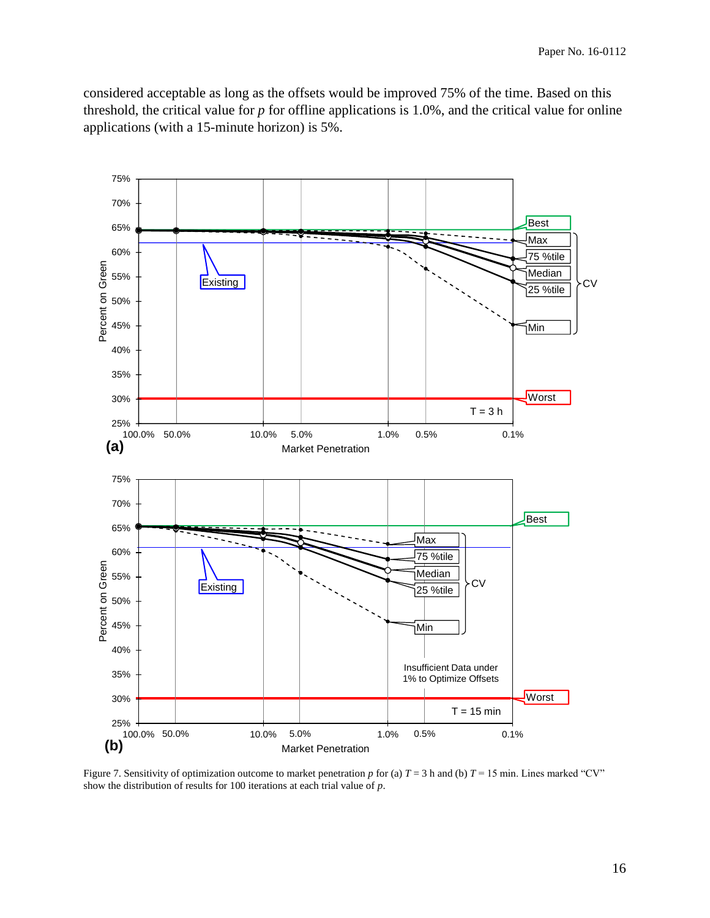considered acceptable as long as the offsets would be improved 75% of the time. Based on this threshold, the critical value for $p$ for offline applications is 1.0%, and the critical value for online applications (with a 15-minute horizon) is 5%.

Figure 7. Sensitivity of optimization outcome to market penetration $p$ for (a) $T = 3$ h and (b) $T = 15$ min. Lines marked “CV” show the distribution of results for 100 iterations at each trial value of $p$.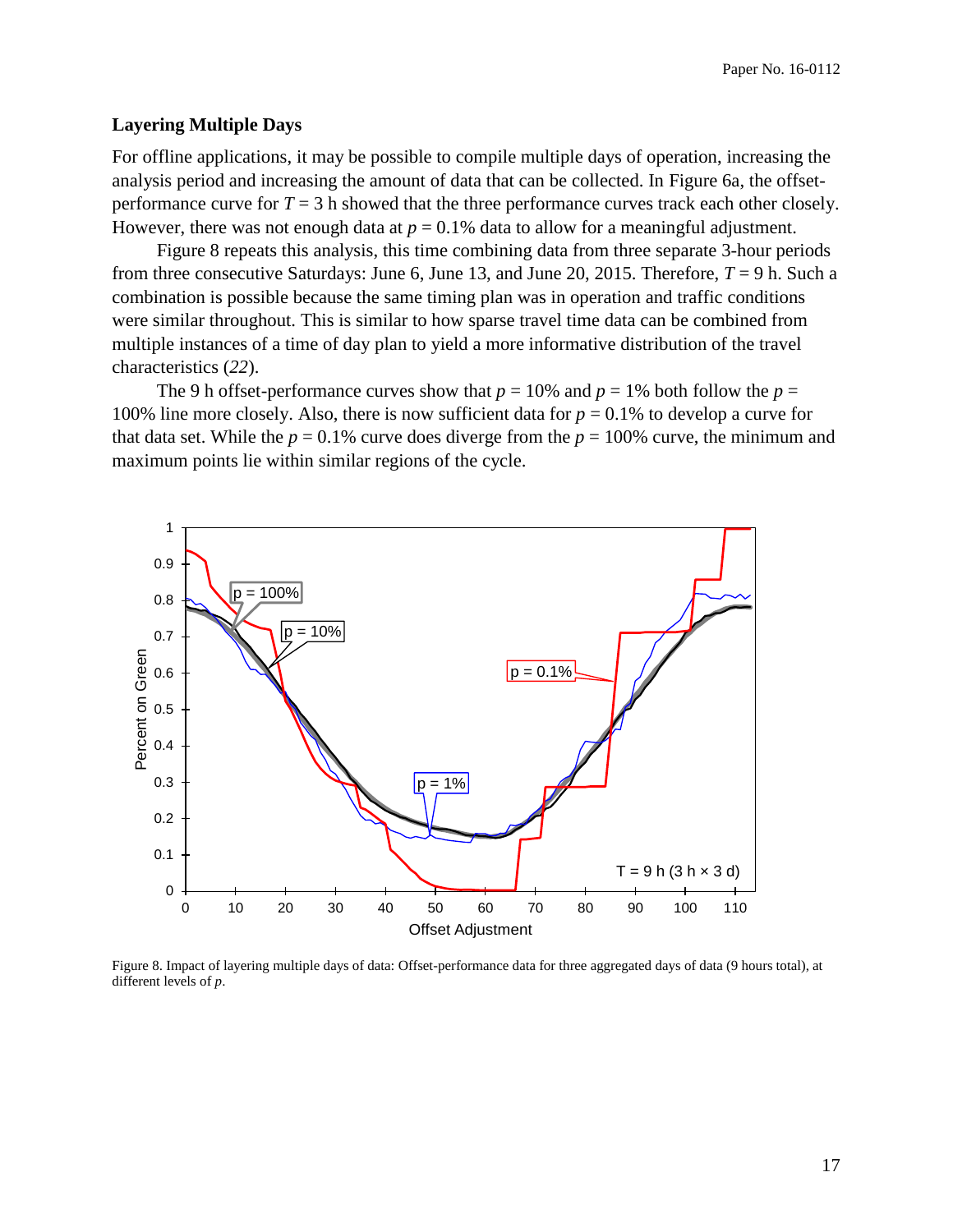### Layering Multiple Days

For offline applications, it may be possible to compile multiple days of operation, increasing the analysis period and increasing the amount of data that can be collected. In Figure 6a, the offset-performance curve for $T = 3$ h showed that the three performance curves track each other closely. However, there was not enough data at $p = 0.1\%$ data to allow for a meaningful adjustment.

Figure 8 repeats this analysis, this time combining data from three separate 3-hour periods from three consecutive Saturdays: June 6, June 13, and June 20, 2015. Therefore, $T = 9$ h. Such a combination is possible because the same timing plan was in operation and traffic conditions were similar throughout. This is similar to how sparse travel time data can be combined from multiple instances of a time of day plan to yield a more informative distribution of the travel characteristics (*22*).

The 9 h offset-performance curves show that $p = 10\%$ and $p = 1\%$ both follow the $p = 100\%$ line more closely. Also, there is now sufficient data for $p = 0.1\%$ to develop a curve for that data set. While the $p = 0.1\%$ curve does diverge from the $p = 100\%$ curve, the minimum and maximum points lie within similar regions of the cycle.

Figure 8. Impact of layering multiple days of data: Offset-performance data for three aggregated days of data (9 hours total), at different levels of $p$.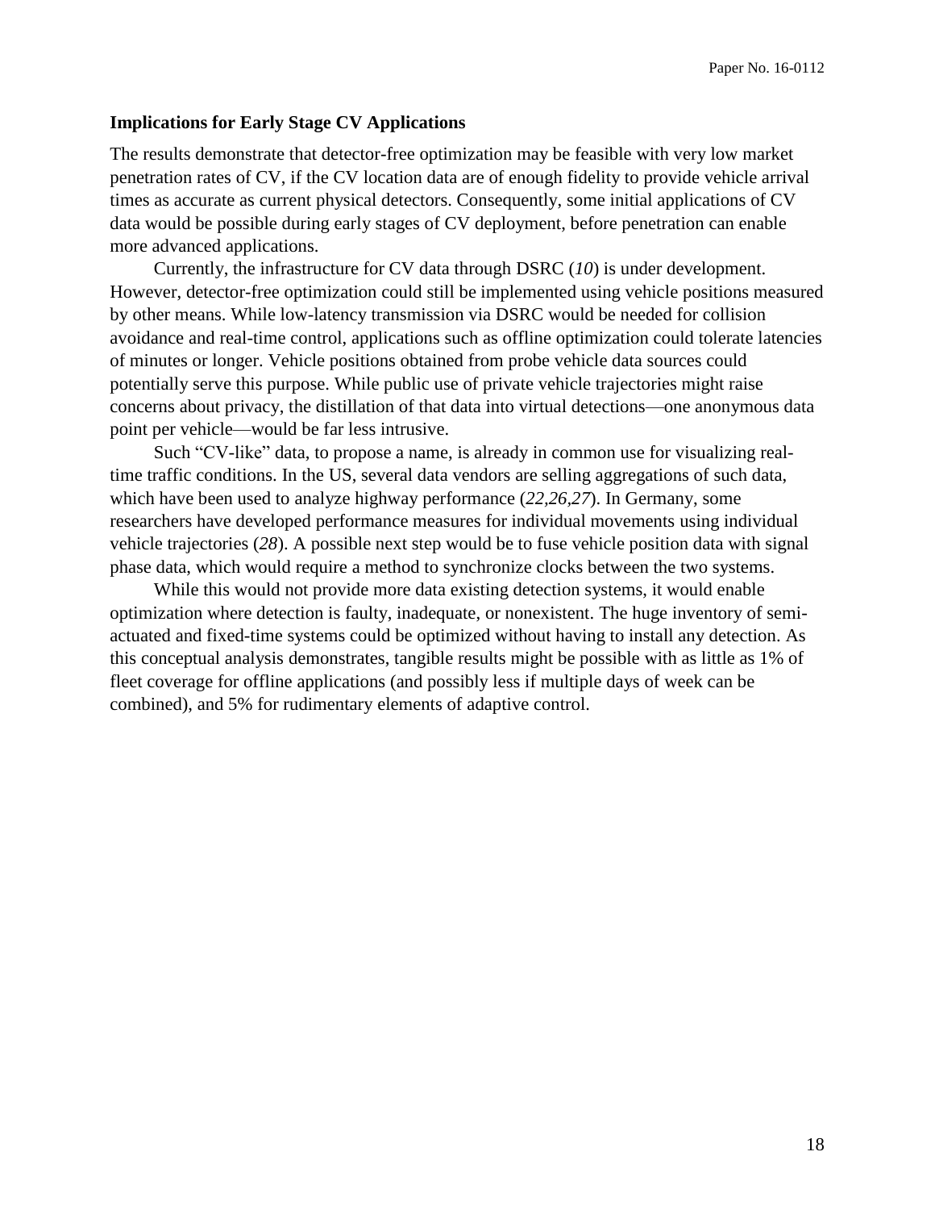### Implications for Early Stage CV Applications

The results demonstrate that detector-free optimization may be feasible with very low market penetration rates of CV, if the CV location data are of enough fidelity to provide vehicle arrival times as accurate as current physical detectors. Consequently, some initial applications of CV data would be possible during early stages of CV deployment, before penetration can enable more advanced applications.

Currently, the infrastructure for CV data through DSRC (*10*) is under development. However, detector-free optimization could still be implemented using vehicle positions measured by other means. While low-latency transmission via DSRC would be needed for collision avoidance and real-time control, applications such as offline optimization could tolerate latencies of minutes or longer. Vehicle positions obtained from probe vehicle data sources could potentially serve this purpose. While public use of private vehicle trajectories might raise concerns about privacy, the distillation of that data into virtual detections—one anonymous data point per vehicle—would be far less intrusive.

Such "CV-like" data, to propose a name, is already in common use for visualizing real-time traffic conditions. In the US, several data vendors are selling aggregations of such data, which have been used to analyze highway performance (*22*,*26*,*27*). In Germany, some researchers have developed performance measures for individual movements using individual vehicle trajectories (*28*). A possible next step would be to fuse vehicle position data with signal phase data, which would require a method to synchronize clocks between the two systems.

While this would not provide more data existing detection systems, it would enable optimization where detection is faulty, inadequate, or nonexistent. The huge inventory of semi-actuated and fixed-time systems could be optimized without having to install any detection. As this conceptual analysis demonstrates, tangible results might be possible with as little as 1% of fleet coverage for offline applications (and possibly less if multiple days of week can be combined), and 5% for rudimentary elements of adaptive control.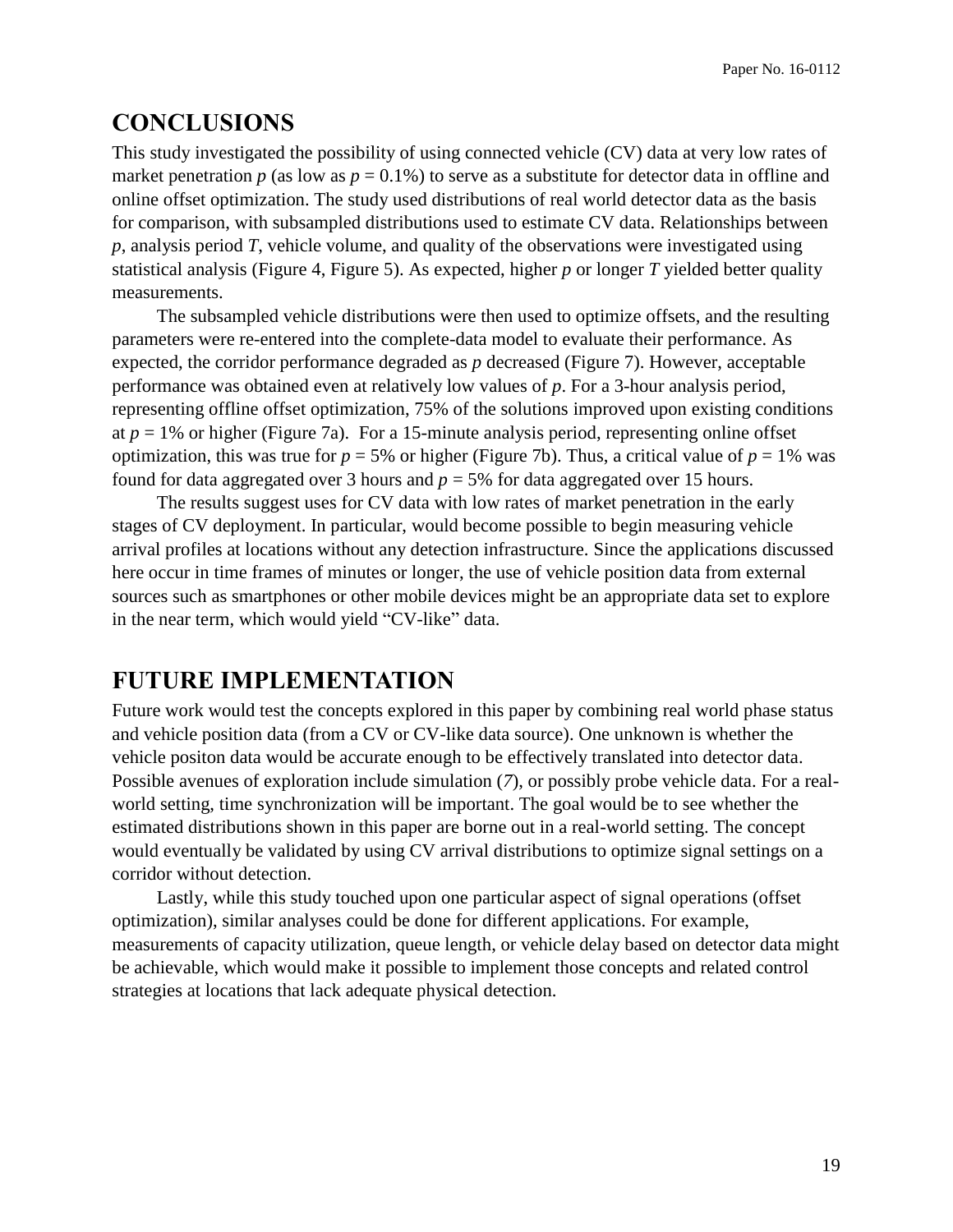## CONCLUSIONS

This study investigated the possibility of using connected vehicle (CV) data at very low rates of market penetration $p$ (as low as $p = 0.1\%$) to serve as a substitute for detector data in offline and online offset optimization. The study used distributions of real world detector data as the basis for comparison, with subsampled distributions used to estimate CV data. Relationships between $p$, analysis period $T$, vehicle volume, and quality of the observations were investigated using statistical analysis (Figure 4, Figure 5). As expected, higher $p$ or longer $T$ yielded better quality measurements.

The subsampled vehicle distributions were then used to optimize offsets, and the resulting parameters were re-entered into the complete-data model to evaluate their performance. As expected, the corridor performance degraded as $p$ decreased (Figure 7). However, acceptable performance was obtained even at relatively low values of $p$. For a 3-hour analysis period, representing offline offset optimization, 75% of the solutions improved upon existing conditions at $p = 1\%$ or higher (Figure 7a). For a 15-minute analysis period, representing online offset optimization, this was true for $p = 5\%$ or higher (Figure 7b). Thus, a critical value of $p = 1\%$ was found for data aggregated over 3 hours and $p = 5\%$ for data aggregated over 15 hours.

The results suggest uses for CV data with low rates of market penetration in the early stages of CV deployment. In particular, would become possible to begin measuring vehicle arrival profiles at locations without any detection infrastructure. Since the applications discussed here occur in time frames of minutes or longer, the use of vehicle position data from external sources such as smartphones or other mobile devices might be an appropriate data set to explore in the near term, which would yield "CV-like" data.

## FUTURE IMPLEMENTATION

Future work would test the concepts explored in this paper by combining real world phase status and vehicle position data (from a CV or CV-like data source). One unknown is whether the vehicle positon data would be accurate enough to be effectively translated into detector data. Possible avenues of exploration include simulation (*7*), or possibly probe vehicle data. For a real-world setting, time synchronization will be important. The goal would be to see whether the estimated distributions shown in this paper are borne out in a real-world setting. The concept would eventually be validated by using CV arrival distributions to optimize signal settings on a corridor without detection.

Lastly, while this study touched upon one particular aspect of signal operations (offset optimization), similar analyses could be done for different applications. For example, measurements of capacity utilization, queue length, or vehicle delay based on detector data might be achievable, which would make it possible to implement those concepts and related control strategies at locations that lack adequate physical detection.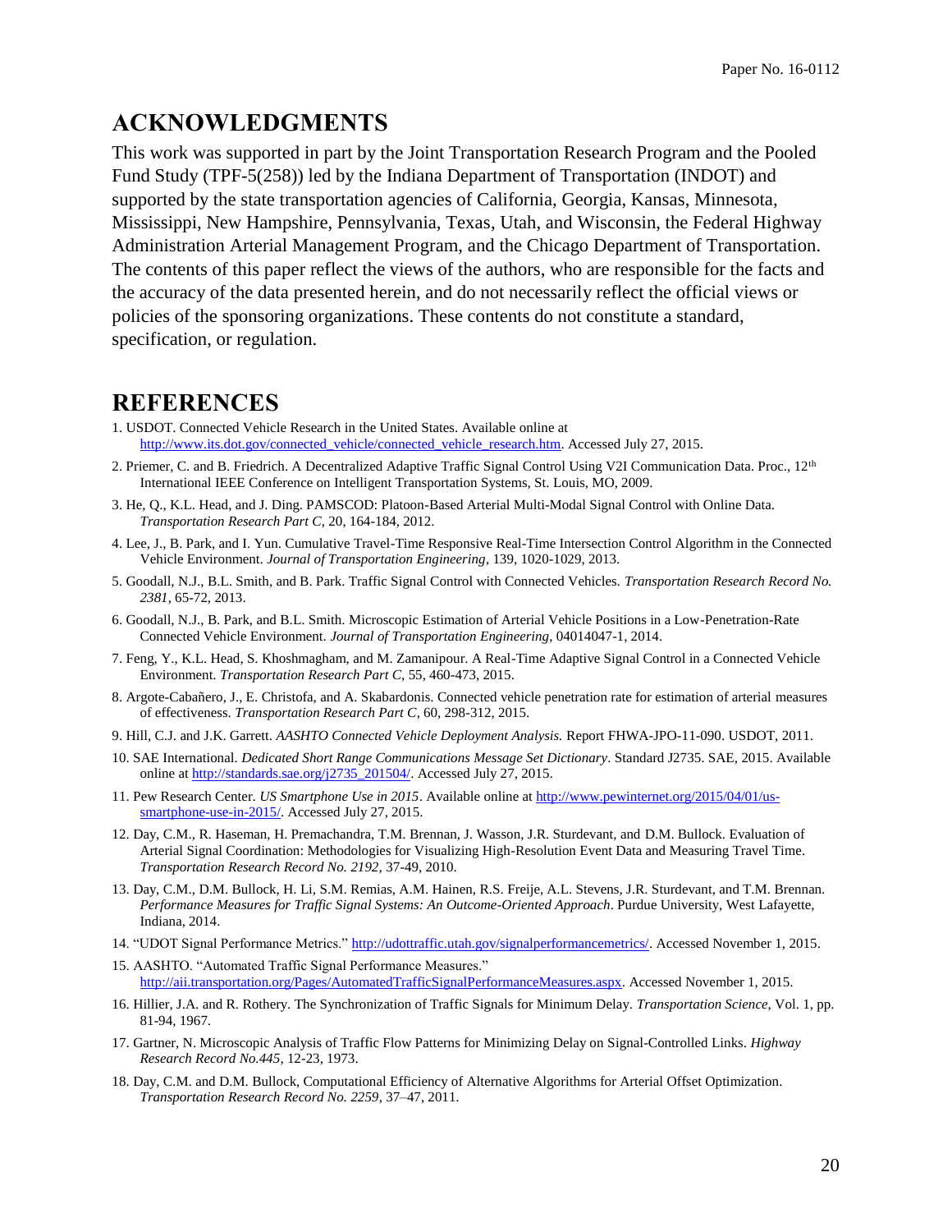# ACKNOWLEDGMENTS

This work was supported in part by the Joint Transportation Research Program and the Pooled Fund Study (TPF-5(258)) led by the Indiana Department of Transportation (INDOT) and supported by the state transportation agencies of California, Georgia, Kansas, Minnesota, Mississippi, New Hampshire, Pennsylvania, Texas, Utah, and Wisconsin, the Federal Highway Administration Arterial Management Program, and the Chicago Department of Transportation. The contents of this paper reflect the views of the authors, who are responsible for the facts and the accuracy of the data presented herein, and do not necessarily reflect the official views or policies of the sponsoring organizations. These contents do not constitute a standard, specification, or regulation.

# REFERENCES

1. USDOT. Connected Vehicle Research in the United States. Available online at http://www.its.dot.gov/connected_vehicle/connected_vehicle_research.htm. Accessed July 27, 2015.
2. Priemer, C. and B. Friedrich. A Decentralized Adaptive Traffic Signal Control Using V2I Communication Data. Proc., 12th International IEEE Conference on Intelligent Transportation Systems, St. Louis, MO, 2009.
3. He, Q., K.L. Head, and J. Ding. PAMSCOD: Platoon-Based Arterial Multi-Modal Signal Control with Online Data. *Transportation Research Part C*, 20, 164-184, 2012.
4. Lee, J., B. Park, and I. Yun. Cumulative Travel-Time Responsive Real-Time Intersection Control Algorithm in the Connected Vehicle Environment. *Journal of Transportation Engineering*, 139, 1020-1029, 2013.
5. Goodall, N.J., B.L. Smith, and B. Park. Traffic Signal Control with Connected Vehicles. *Transportation Research Record No. 2381*, 65-72, 2013.
6. Goodall, N.J., B. Park, and B.L. Smith. Microscopic Estimation of Arterial Vehicle Positions in a Low-Penetration-Rate Connected Vehicle Environment. *Journal of Transportation Engineering*, 04014047-1, 2014.
7. Feng, Y., K.L. Head, S. Khoshmagham, and M. Zamanipour. A Real-Time Adaptive Signal Control in a Connected Vehicle Environment. *Transportation Research Part C*, 55, 460-473, 2015.
8. Argote-Cabañero, J., E. Christofa, and A. Skabardonis. Connected vehicle penetration rate for estimation of arterial measures of effectiveness. *Transportation Research Part C*, 60, 298-312, 2015.
9. Hill, C.J. and J.K. Garrett. *AASHTO Connected Vehicle Deployment Analysis.* Report FHWA-JPO-11-090. USDOT, 2011.
10. SAE International. *Dedicated Short Range Communications Message Set Dictionary*. Standard J2735. SAE, 2015. Available online at http://standards.sae.org/j2735_201504/. Accessed July 27, 2015.
11. Pew Research Center. *US Smartphone Use in 2015*. Available online at http://www.pewinternet.org/2015/04/01/us-smartphone-use-in-2015/. Accessed July 27, 2015.
12. Day, C.M., R. Haseman, H. Premachandra, T.M. Brennan, J. Wasson, J.R. Sturdevant, and D.M. Bullock. Evaluation of Arterial Signal Coordination: Methodologies for Visualizing High-Resolution Event Data and Measuring Travel Time. *Transportation Research Record No. 2192*, 37-49, 2010.
13. Day, C.M., D.M. Bullock, H. Li, S.M. Remias, A.M. Hainen, R.S. Freije, A.L. Stevens, J.R. Sturdevant, and T.M. Brennan. *Performance Measures for Traffic Signal Systems: An Outcome-Oriented Approach*. Purdue University, West Lafayette, Indiana, 2014.
14. "UDOT Signal Performance Metrics." http://udottraffic.utah.gov/signalperformancemetrics/. Accessed November 1, 2015.
15. AASHTO. "Automated Traffic Signal Performance Measures." http://aii.transportation.org/Pages/AutomatedTrafficSignalPerformanceMeasures.aspx. Accessed November 1, 2015.
16. Hillier, J.A. and R. Rothery. The Synchronization of Traffic Signals for Minimum Delay. *Transportation Science*, Vol. 1, pp. 81-94, 1967.
17. Gartner, N. Microscopic Analysis of Traffic Flow Patterns for Minimizing Delay on Signal-Controlled Links. *Highway Research Record No.445*, 12-23, 1973.
18. Day, C.M. and D.M. Bullock, Computational Efficiency of Alternative Algorithms for Arterial Offset Optimization. *Transportation Research Record No. 2259*, 37–47, 2011.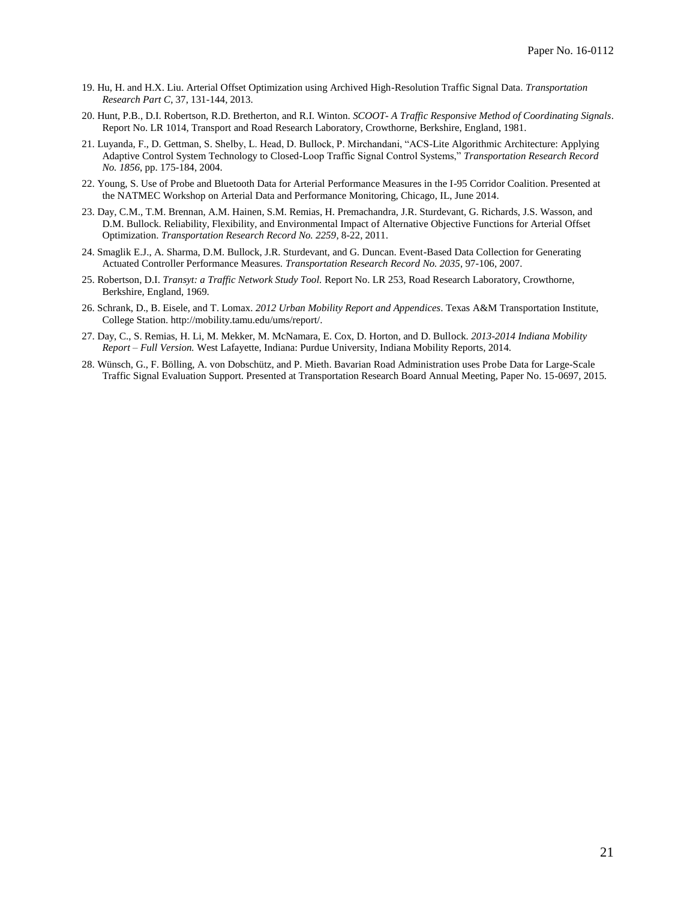19. Hu, H. and H.X. Liu. Arterial Offset Optimization using Archived High-Resolution Traffic Signal Data. *Transportation Research Part C*, 37, 131-144, 2013.

20. Hunt, P.B., D.I. Robertson, R.D. Bretherton, and R.I. Winton. *SCOOT- A Traffic Responsive Method of Coordinating Signals*. Report No. LR 1014, Transport and Road Research Laboratory, Crowthorne, Berkshire, England, 1981.

21. Luyanda, F., D. Gettman, S. Shelby, L. Head, D. Bullock, P. Mirchandani, "ACS-Lite Algorithmic Architecture: Applying Adaptive Control System Technology to Closed-Loop Traffic Signal Control Systems," *Transportation Research Record No. 1856*, pp. 175-184, 2004.

22. Young, S. Use of Probe and Bluetooth Data for Arterial Performance Measures in the I-95 Corridor Coalition. Presented at the NATMEC Workshop on Arterial Data and Performance Monitoring, Chicago, IL, June 2014.

23. Day, C.M., T.M. Brennan, A.M. Hainen, S.M. Remias, H. Premachandra, J.R. Sturdevant, G. Richards, J.S. Wasson, and D.M. Bullock. Reliability, Flexibility, and Environmental Impact of Alternative Objective Functions for Arterial Offset Optimization. *Transportation Research Record No. 2259*, 8-22, 2011.

24. Smaglik E.J., A. Sharma, D.M. Bullock, J.R. Sturdevant, and G. Duncan. Event-Based Data Collection for Generating Actuated Controller Performance Measures. *Transportation Research Record No. 2035*, 97-106, 2007.

25. Robertson, D.I. *Transyt: a Traffic Network Study Tool.* Report No. LR 253, Road Research Laboratory, Crowthorne, Berkshire, England, 1969.

26. Schrank, D., B. Eisele, and T. Lomax. *2012 Urban Mobility Report and Appendices*. Texas A&M Transportation Institute, College Station. http://mobility.tamu.edu/ums/report/.

27. Day, C., S. Remias, H. Li, M. Mekker, M. McNamara, E. Cox, D. Horton, and D. Bullock. *2013-2014 Indiana Mobility Report – Full Version.* West Lafayette, Indiana: Purdue University, Indiana Mobility Reports, 2014.

28. Wünsch, G., F. Bölling, A. von Dobschütz, and P. Mieth. Bavarian Road Administration uses Probe Data for Large-Scale Traffic Signal Evaluation Support. Presented at Transportation Research Board Annual Meeting, Paper No. 15-0697, 2015.